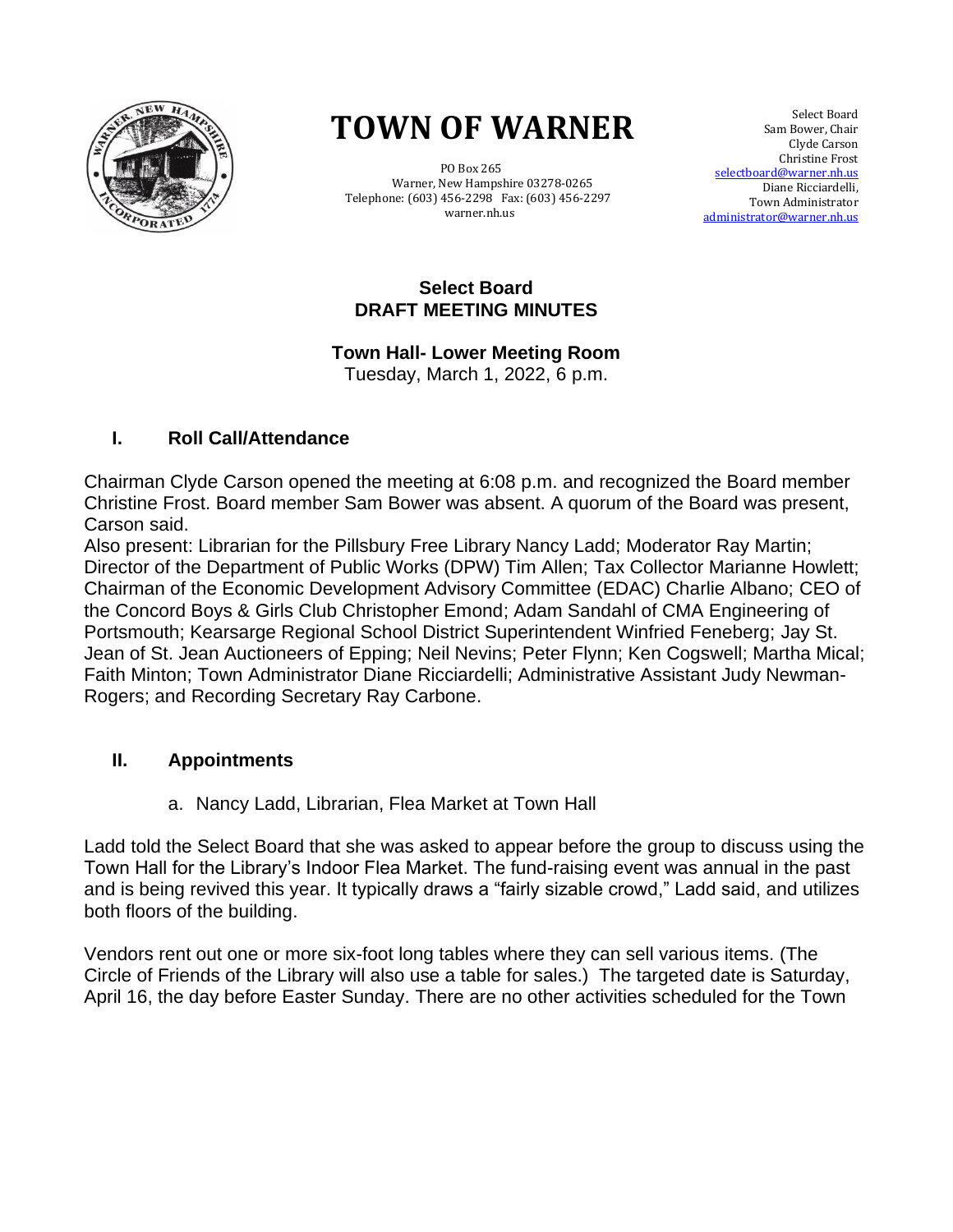# TOWN OF WARNER

PO Box 265
Warner, New Hampshire 03278-0265
Telephone: (603) 456-2298 Fax: (603) 456-2297
warner.nh.us

Select Board
Sam Bower, Chair
Clyde Carson
Christine Frost
selectboard@warner.nh.us
Diane Ricciardelli,
Town Administrator
administrator@warner.nh.us

## Select Board
## DRAFT MEETING MINUTES

**Town Hall- Lower Meeting Room**
Tuesday, March 1, 2022, 6 p.m.

### I. Roll Call/Attendance

Chairman Clyde Carson opened the meeting at 6:08 p.m. and recognized the Board member Christine Frost. Board member Sam Bower was absent. A quorum of the Board was present, Carson said.

Also present: Librarian for the Pillsbury Free Library Nancy Ladd; Moderator Ray Martin; Director of the Department of Public Works (DPW) Tim Allen; Tax Collector Marianne Howlett; Chairman of the Economic Development Advisory Committee (EDAC) Charlie Albano; CEO of the Concord Boys & Girls Club Christopher Emond; Adam Sandahl of CMA Engineering of Portsmouth; Kearsarge Regional School District Superintendent Winfried Feneberg; Jay St. Jean of St. Jean Auctioneers of Epping; Neil Nevins; Peter Flynn; Ken Cogswell; Martha Mical; Faith Minton; Town Administrator Diane Ricciardelli; Administrative Assistant Judy Newman-Rogers; and Recording Secretary Ray Carbone.

### II. Appointments

a. Nancy Ladd, Librarian, Flea Market at Town Hall

Ladd told the Select Board that she was asked to appear before the group to discuss using the Town Hall for the Library's Indoor Flea Market. The fund-raising event was annual in the past and is being revived this year. It typically draws a "fairly sizable crowd," Ladd said, and utilizes both floors of the building.

Vendors rent out one or more six-foot long tables where they can sell various items. (The Circle of Friends of the Library will also use a table for sales.) The targeted date is Saturday, April 16, the day before Easter Sunday. There are no other activities scheduled for the Town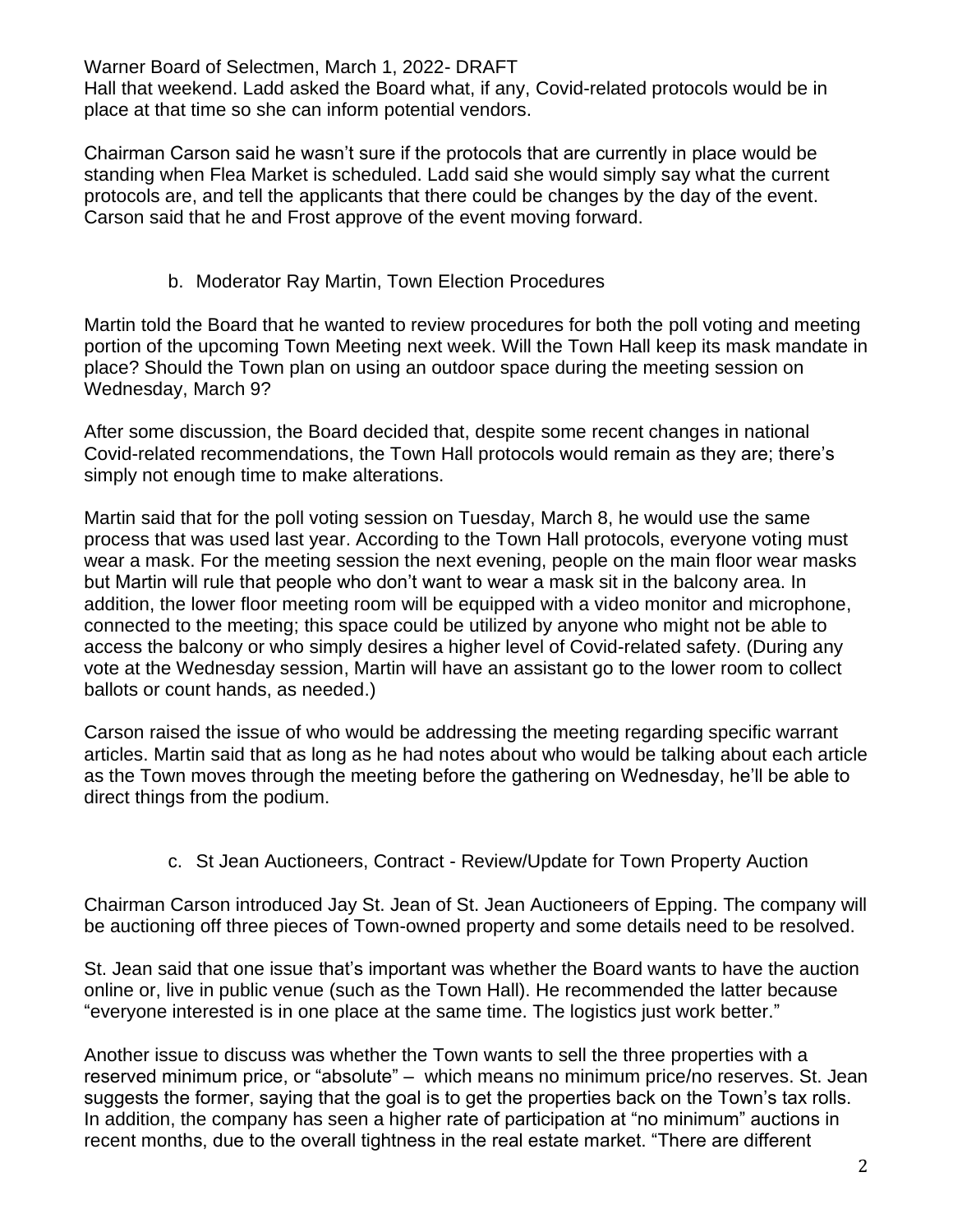Hall that weekend. Ladd asked the Board what, if any, Covid-related protocols would be in place at that time so she can inform potential vendors.

Chairman Carson said he wasn't sure if the protocols that are currently in place would be standing when Flea Market is scheduled. Ladd said she would simply say what the current protocols are, and tell the applicants that there could be changes by the day of the event. Carson said that he and Frost approve of the event moving forward.

b. Moderator Ray Martin, Town Election Procedures

Martin told the Board that he wanted to review procedures for both the poll voting and meeting portion of the upcoming Town Meeting next week. Will the Town Hall keep its mask mandate in place? Should the Town plan on using an outdoor space during the meeting session on Wednesday, March 9?

After some discussion, the Board decided that, despite some recent changes in national Covid-related recommendations, the Town Hall protocols would remain as they are; there's simply not enough time to make alterations.

Martin said that for the poll voting session on Tuesday, March 8, he would use the same process that was used last year. According to the Town Hall protocols, everyone voting must wear a mask. For the meeting session the next evening, people on the main floor wear masks but Martin will rule that people who don't want to wear a mask sit in the balcony area. In addition, the lower floor meeting room will be equipped with a video monitor and microphone, connected to the meeting; this space could be utilized by anyone who might not be able to access the balcony or who simply desires a higher level of Covid-related safety. (During any vote at the Wednesday session, Martin will have an assistant go to the lower room to collect ballots or count hands, as needed.)

Carson raised the issue of who would be addressing the meeting regarding specific warrant articles. Martin said that as long as he had notes about who would be talking about each article as the Town moves through the meeting before the gathering on Wednesday, he'll be able to direct things from the podium.

c. St Jean Auctioneers, Contract - Review/Update for Town Property Auction

Chairman Carson introduced Jay St. Jean of St. Jean Auctioneers of Epping. The company will be auctioning off three pieces of Town-owned property and some details need to be resolved.

St. Jean said that one issue that's important was whether the Board wants to have the auction online or, live in public venue (such as the Town Hall). He recommended the latter because "everyone interested is in one place at the same time. The logistics just work better."

Another issue to discuss was whether the Town wants to sell the three properties with a reserved minimum price, or "absolute" – which means no minimum price/no reserves. St. Jean suggests the former, saying that the goal is to get the properties back on the Town's tax rolls. In addition, the company has seen a higher rate of participation at "no minimum" auctions in recent months, due to the overall tightness in the real estate market. "There are different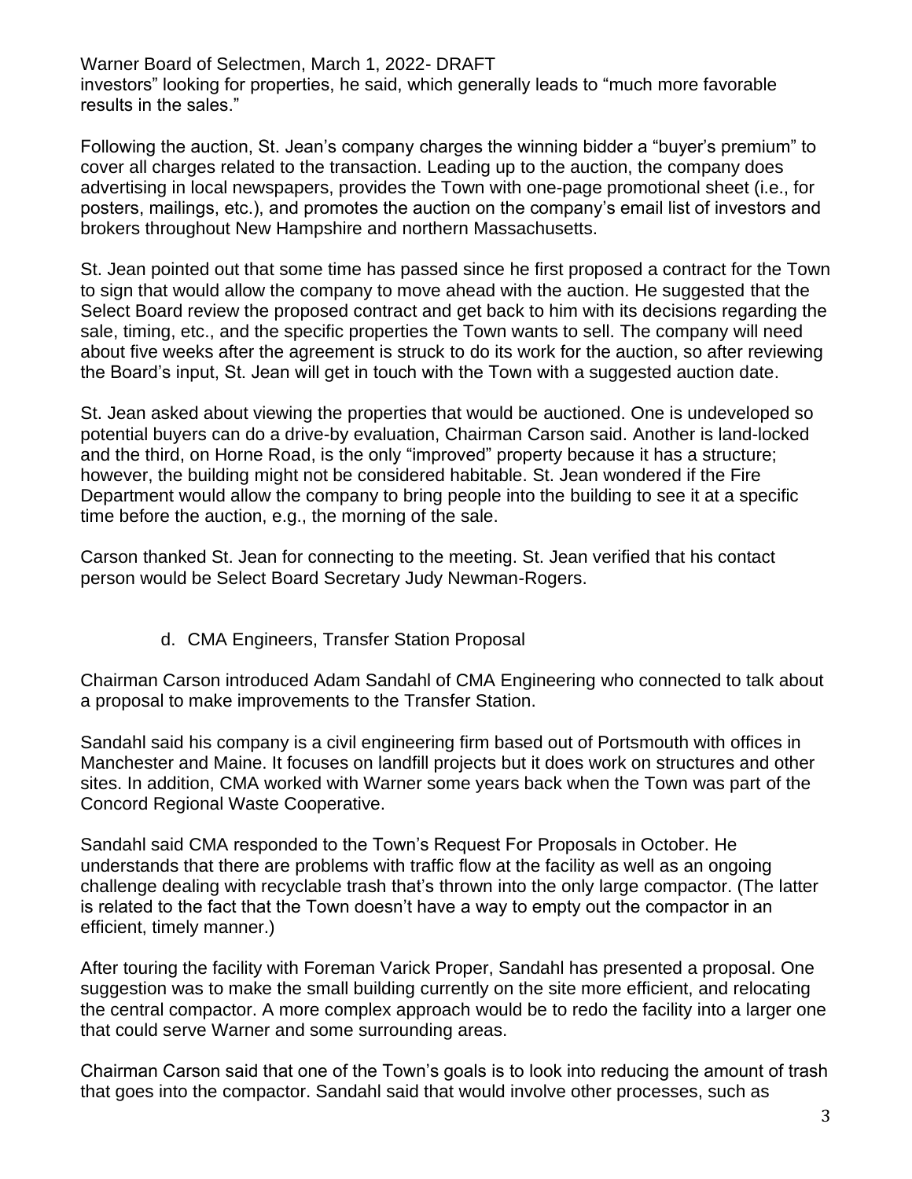investors" looking for properties, he said, which generally leads to "much more favorable results in the sales."

Following the auction, St. Jean's company charges the winning bidder a "buyer's premium" to cover all charges related to the transaction. Leading up to the auction, the company does advertising in local newspapers, provides the Town with one-page promotional sheet (i.e., for posters, mailings, etc.), and promotes the auction on the company's email list of investors and brokers throughout New Hampshire and northern Massachusetts.

St. Jean pointed out that some time has passed since he first proposed a contract for the Town to sign that would allow the company to move ahead with the auction. He suggested that the Select Board review the proposed contract and get back to him with its decisions regarding the sale, timing, etc., and the specific properties the Town wants to sell. The company will need about five weeks after the agreement is struck to do its work for the auction, so after reviewing the Board's input, St. Jean will get in touch with the Town with a suggested auction date.

St. Jean asked about viewing the properties that would be auctioned. One is undeveloped so potential buyers can do a drive-by evaluation, Chairman Carson said. Another is land-locked and the third, on Horne Road, is the only "improved" property because it has a structure; however, the building might not be considered habitable. St. Jean wondered if the Fire Department would allow the company to bring people into the building to see it at a specific time before the auction, e.g., the morning of the sale.

Carson thanked St. Jean for connecting to the meeting. St. Jean verified that his contact person would be Select Board Secretary Judy Newman-Rogers.

d. CMA Engineers, Transfer Station Proposal

Chairman Carson introduced Adam Sandahl of CMA Engineering who connected to talk about a proposal to make improvements to the Transfer Station.

Sandahl said his company is a civil engineering firm based out of Portsmouth with offices in Manchester and Maine. It focuses on landfill projects but it does work on structures and other sites. In addition, CMA worked with Warner some years back when the Town was part of the Concord Regional Waste Cooperative.

Sandahl said CMA responded to the Town's Request For Proposals in October. He understands that there are problems with traffic flow at the facility as well as an ongoing challenge dealing with recyclable trash that's thrown into the only large compactor. (The latter is related to the fact that the Town doesn't have a way to empty out the compactor in an efficient, timely manner.)

After touring the facility with Foreman Varick Proper, Sandahl has presented a proposal. One suggestion was to make the small building currently on the site more efficient, and relocating the central compactor. A more complex approach would be to redo the facility into a larger one that could serve Warner and some surrounding areas.

Chairman Carson said that one of the Town's goals is to look into reducing the amount of trash that goes into the compactor. Sandahl said that would involve other processes, such as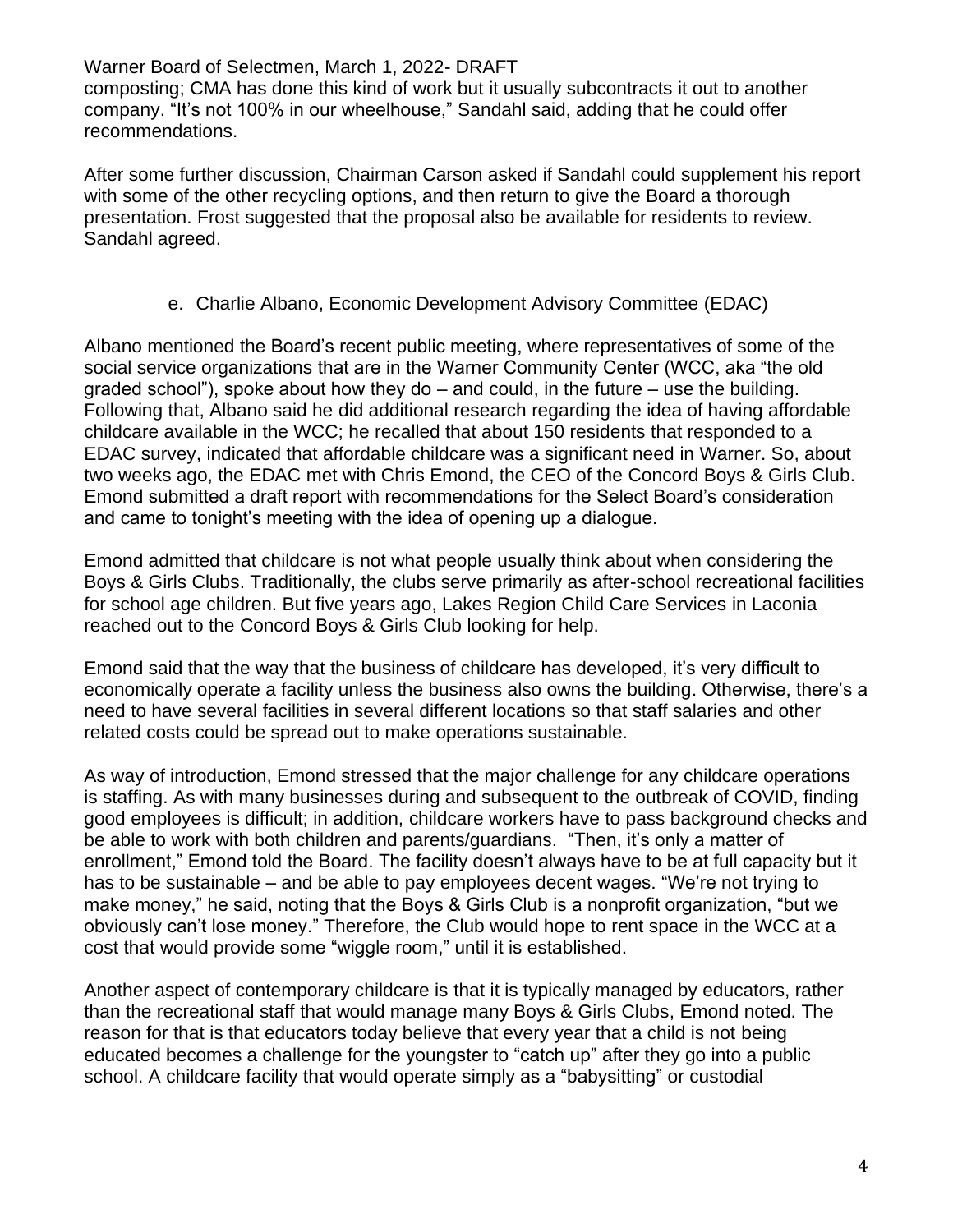composting; CMA has done this kind of work but it usually subcontracts it out to another company. "It's not 100% in our wheelhouse," Sandahl said, adding that he could offer recommendations.

After some further discussion, Chairman Carson asked if Sandahl could supplement his report with some of the other recycling options, and then return to give the Board a thorough presentation. Frost suggested that the proposal also be available for residents to review. Sandahl agreed.

e. Charlie Albano, Economic Development Advisory Committee (EDAC)

Albano mentioned the Board's recent public meeting, where representatives of some of the social service organizations that are in the Warner Community Center (WCC, aka "the old graded school"), spoke about how they do – and could, in the future – use the building. Following that, Albano said he did additional research regarding the idea of having affordable childcare available in the WCC; he recalled that about 150 residents that responded to a EDAC survey, indicated that affordable childcare was a significant need in Warner. So, about two weeks ago, the EDAC met with Chris Emond, the CEO of the Concord Boys & Girls Club. Emond submitted a draft report with recommendations for the Select Board's consideration and came to tonight's meeting with the idea of opening up a dialogue.

Emond admitted that childcare is not what people usually think about when considering the Boys & Girls Clubs. Traditionally, the clubs serve primarily as after-school recreational facilities for school age children. But five years ago, Lakes Region Child Care Services in Laconia reached out to the Concord Boys & Girls Club looking for help.

Emond said that the way that the business of childcare has developed, it's very difficult to economically operate a facility unless the business also owns the building. Otherwise, there's a need to have several facilities in several different locations so that staff salaries and other related costs could be spread out to make operations sustainable.

As way of introduction, Emond stressed that the major challenge for any childcare operations is staffing. As with many businesses during and subsequent to the outbreak of COVID, finding good employees is difficult; in addition, childcare workers have to pass background checks and be able to work with both children and parents/guardians. "Then, it's only a matter of enrollment," Emond told the Board. The facility doesn't always have to be at full capacity but it has to be sustainable – and be able to pay employees decent wages. "We're not trying to make money," he said, noting that the Boys & Girls Club is a nonprofit organization, "but we obviously can't lose money." Therefore, the Club would hope to rent space in the WCC at a cost that would provide some "wiggle room," until it is established.

Another aspect of contemporary childcare is that it is typically managed by educators, rather than the recreational staff that would manage many Boys & Girls Clubs, Emond noted. The reason for that is that educators today believe that every year that a child is not being educated becomes a challenge for the youngster to "catch up" after they go into a public school. A childcare facility that would operate simply as a "babysitting" or custodial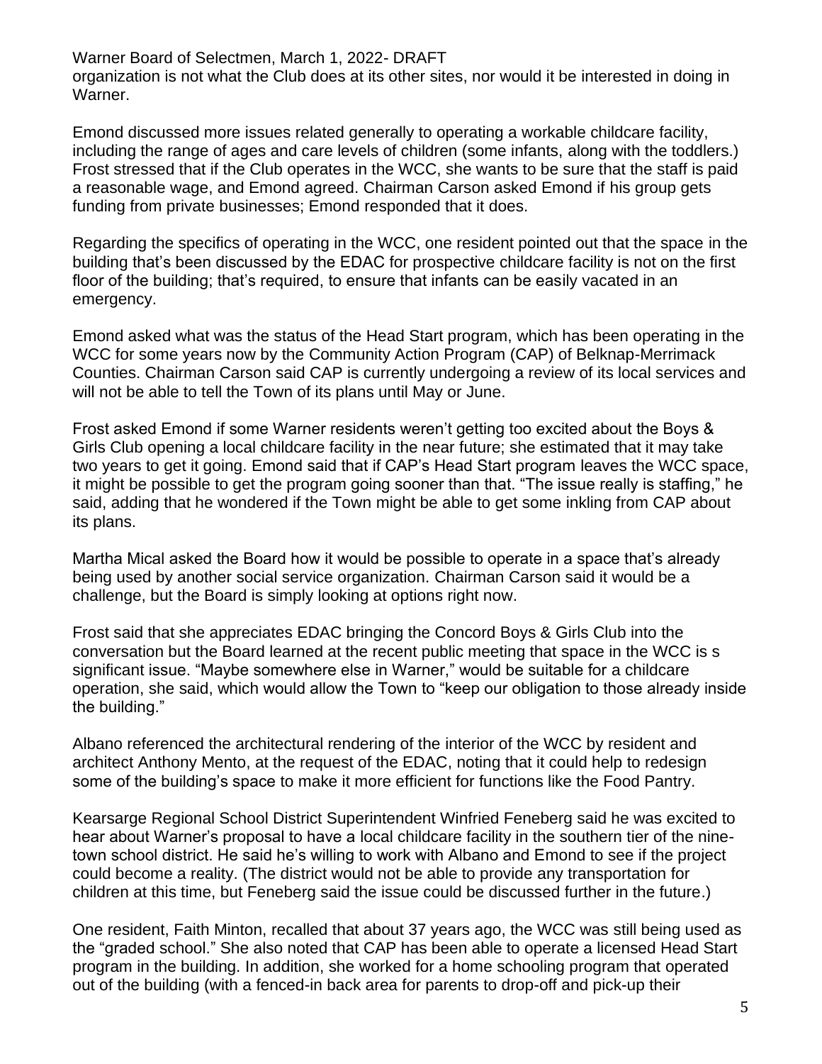organization is not what the Club does at its other sites, nor would it be interested in doing in Warner.

Emond discussed more issues related generally to operating a workable childcare facility, including the range of ages and care levels of children (some infants, along with the toddlers.) Frost stressed that if the Club operates in the WCC, she wants to be sure that the staff is paid a reasonable wage, and Emond agreed. Chairman Carson asked Emond if his group gets funding from private businesses; Emond responded that it does.

Regarding the specifics of operating in the WCC, one resident pointed out that the space in the building that's been discussed by the EDAC for prospective childcare facility is not on the first floor of the building; that's required, to ensure that infants can be easily vacated in an emergency.

Emond asked what was the status of the Head Start program, which has been operating in the WCC for some years now by the Community Action Program (CAP) of Belknap-Merrimack Counties. Chairman Carson said CAP is currently undergoing a review of its local services and will not be able to tell the Town of its plans until May or June.

Frost asked Emond if some Warner residents weren't getting too excited about the Boys & Girls Club opening a local childcare facility in the near future; she estimated that it may take two years to get it going. Emond said that if CAP's Head Start program leaves the WCC space, it might be possible to get the program going sooner than that. "The issue really is staffing," he said, adding that he wondered if the Town might be able to get some inkling from CAP about its plans.

Martha Mical asked the Board how it would be possible to operate in a space that's already being used by another social service organization. Chairman Carson said it would be a challenge, but the Board is simply looking at options right now.

Frost said that she appreciates EDAC bringing the Concord Boys & Girls Club into the conversation but the Board learned at the recent public meeting that space in the WCC is s significant issue. "Maybe somewhere else in Warner," would be suitable for a childcare operation, she said, which would allow the Town to "keep our obligation to those already inside the building."

Albano referenced the architectural rendering of the interior of the WCC by resident and architect Anthony Mento, at the request of the EDAC, noting that it could help to redesign some of the building's space to make it more efficient for functions like the Food Pantry.

Kearsarge Regional School District Superintendent Winfried Feneberg said he was excited to hear about Warner's proposal to have a local childcare facility in the southern tier of the nine-town school district. He said he's willing to work with Albano and Emond to see if the project could become a reality. (The district would not be able to provide any transportation for children at this time, but Feneberg said the issue could be discussed further in the future.)

One resident, Faith Minton, recalled that about 37 years ago, the WCC was still being used as the "graded school." She also noted that CAP has been able to operate a licensed Head Start program in the building. In addition, she worked for a home schooling program that operated out of the building (with a fenced-in back area for parents to drop-off and pick-up their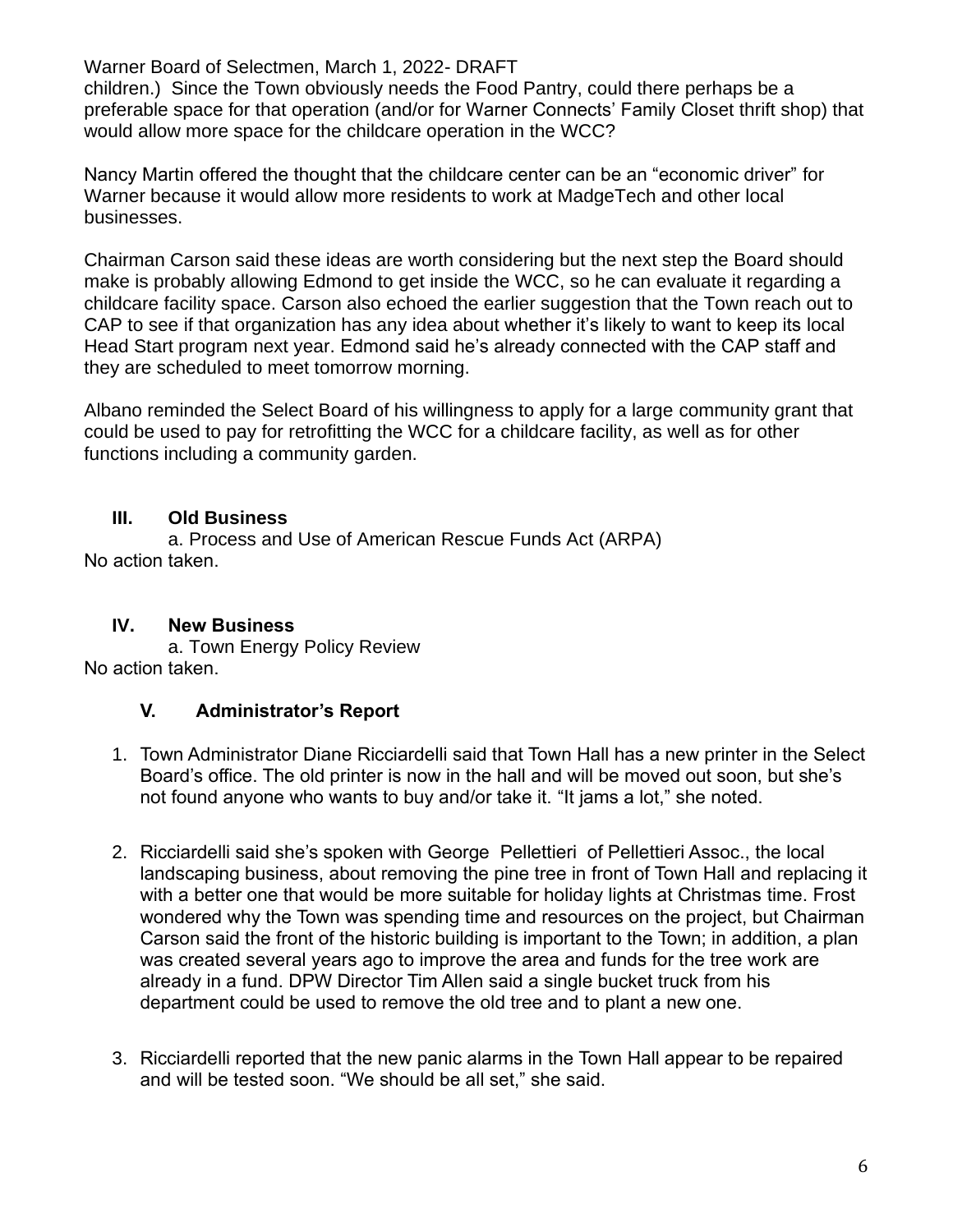children.) Since the Town obviously needs the Food Pantry, could there perhaps be a preferable space for that operation (and/or for Warner Connects' Family Closet thrift shop) that would allow more space for the childcare operation in the WCC?

Nancy Martin offered the thought that the childcare center can be an "economic driver" for Warner because it would allow more residents to work at MadgeTech and other local businesses.

Chairman Carson said these ideas are worth considering but the next step the Board should make is probably allowing Edmond to get inside the WCC, so he can evaluate it regarding a childcare facility space. Carson also echoed the earlier suggestion that the Town reach out to CAP to see if that organization has any idea about whether it's likely to want to keep its local Head Start program next year. Edmond said he's already connected with the CAP staff and they are scheduled to meet tomorrow morning.

Albano reminded the Select Board of his willingness to apply for a large community grant that could be used to pay for retrofitting the WCC for a childcare facility, as well as for other functions including a community garden.

## III. Old Business

a. Process and Use of American Rescue Funds Act (ARPA)

No action taken.

## IV. New Business

a. Town Energy Policy Review

No action taken.

## V. Administrator's Report

1. Town Administrator Diane Ricciardelli said that Town Hall has a new printer in the Select Board's office. The old printer is now in the hall and will be moved out soon, but she's not found anyone who wants to buy and/or take it. "It jams a lot," she noted.

2. Ricciardelli said she's spoken with George Pellettieri of Pellettieri Assoc., the local landscaping business, about removing the pine tree in front of Town Hall and replacing it with a better one that would be more suitable for holiday lights at Christmas time. Frost wondered why the Town was spending time and resources on the project, but Chairman Carson said the front of the historic building is important to the Town; in addition, a plan was created several years ago to improve the area and funds for the tree work are already in a fund. DPW Director Tim Allen said a single bucket truck from his department could be used to remove the old tree and to plant a new one.

3. Ricciardelli reported that the new panic alarms in the Town Hall appear to be repaired and will be tested soon. "We should be all set," she said.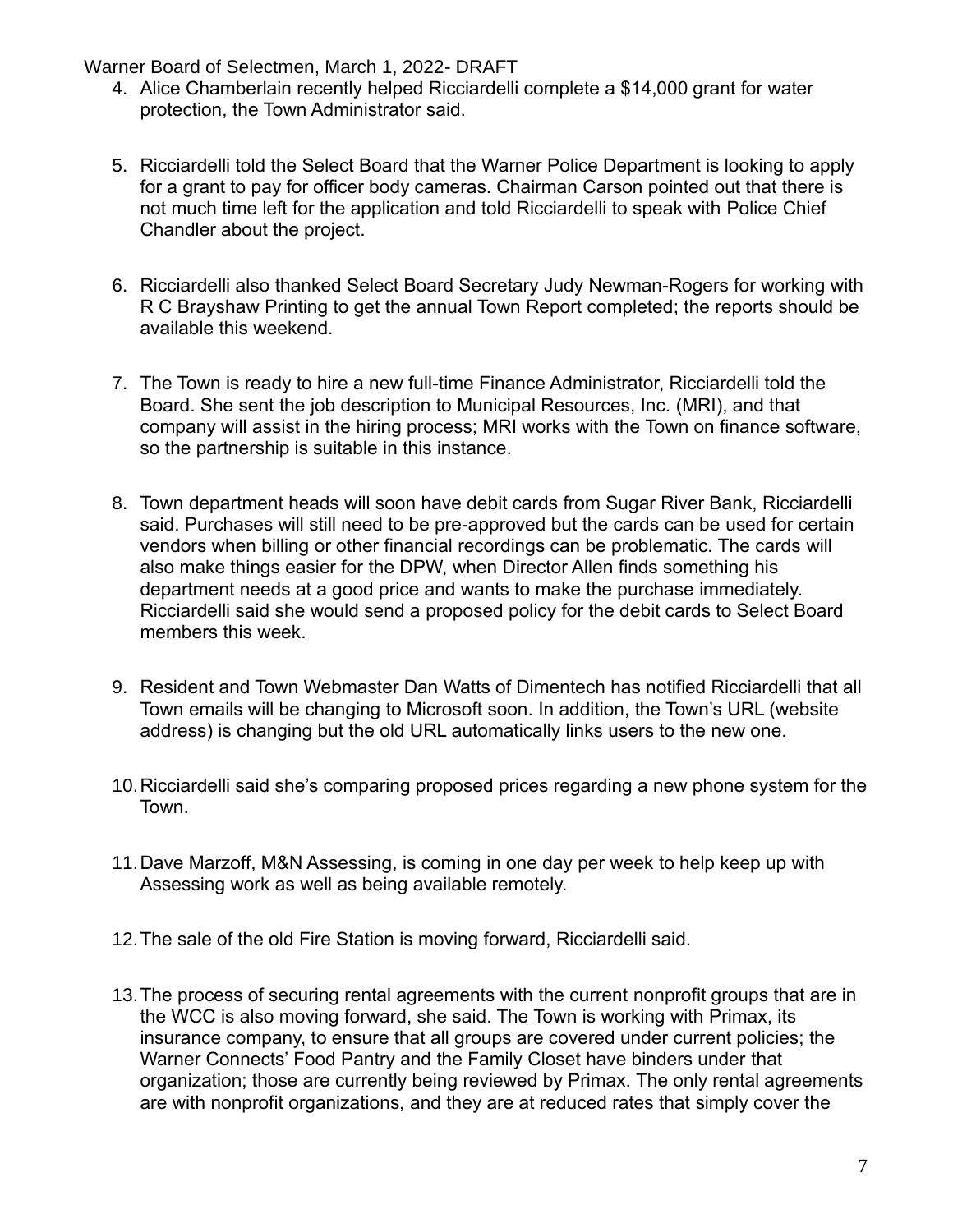4. Alice Chamberlain recently helped Ricciardelli complete a $14,000 grant for water protection, the Town Administrator said.

5. Ricciardelli told the Select Board that the Warner Police Department is looking to apply for a grant to pay for officer body cameras. Chairman Carson pointed out that there is not much time left for the application and told Ricciardelli to speak with Police Chief Chandler about the project.

6. Ricciardelli also thanked Select Board Secretary Judy Newman-Rogers for working with R C Brayshaw Printing to get the annual Town Report completed; the reports should be available this weekend.

7. The Town is ready to hire a new full-time Finance Administrator, Ricciardelli told the Board. She sent the job description to Municipal Resources, Inc. (MRI), and that company will assist in the hiring process; MRI works with the Town on finance software, so the partnership is suitable in this instance.

8. Town department heads will soon have debit cards from Sugar River Bank, Ricciardelli said. Purchases will still need to be pre-approved but the cards can be used for certain vendors when billing or other financial recordings can be problematic. The cards will also make things easier for the DPW, when Director Allen finds something his department needs at a good price and wants to make the purchase immediately. Ricciardelli said she would send a proposed policy for the debit cards to Select Board members this week.

9. Resident and Town Webmaster Dan Watts of Dimentech has notified Ricciardelli that all Town emails will be changing to Microsoft soon. In addition, the Town's URL (website address) is changing but the old URL automatically links users to the new one.

10. Ricciardelli said she's comparing proposed prices regarding a new phone system for the Town.

11. Dave Marzoff, M&N Assessing, is coming in one day per week to help keep up with Assessing work as well as being available remotely.

12. The sale of the old Fire Station is moving forward, Ricciardelli said.

13. The process of securing rental agreements with the current nonprofit groups that are in the WCC is also moving forward, she said. The Town is working with Primax, its insurance company, to ensure that all groups are covered under current policies; the Warner Connects' Food Pantry and the Family Closet have binders under that organization; those are currently being reviewed by Primax. The only rental agreements are with nonprofit organizations, and they are at reduced rates that simply cover the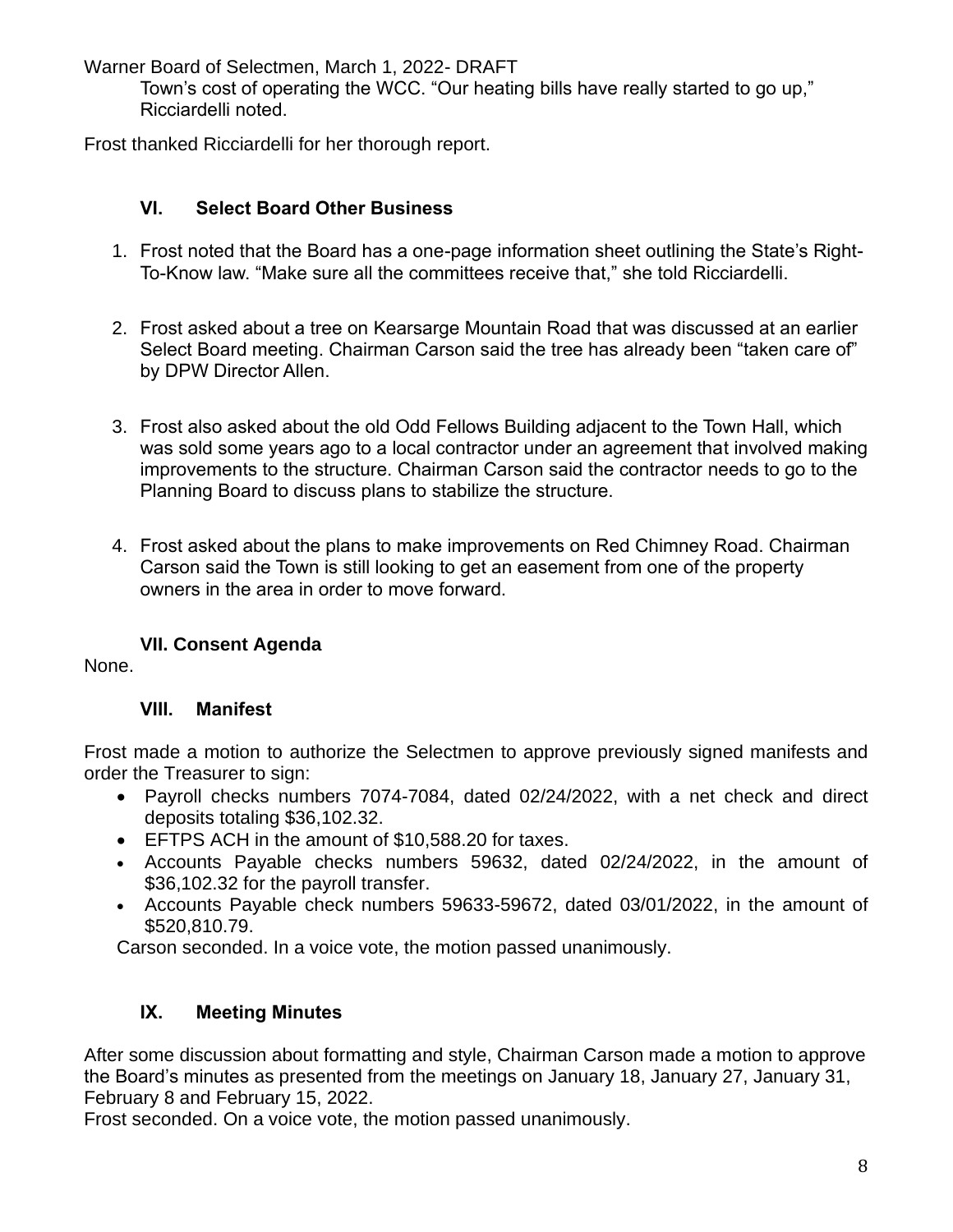Town's cost of operating the WCC. "Our heating bills have really started to go up," Ricciardelli noted.

Frost thanked Ricciardelli for her thorough report.

## VI. Select Board Other Business

1. Frost noted that the Board has a one-page information sheet outlining the State's Right-To-Know law. "Make sure all the committees receive that," she told Ricciardelli.

2. Frost asked about a tree on Kearsarge Mountain Road that was discussed at an earlier Select Board meeting. Chairman Carson said the tree has already been "taken care of" by DPW Director Allen.

3. Frost also asked about the old Odd Fellows Building adjacent to the Town Hall, which was sold some years ago to a local contractor under an agreement that involved making improvements to the structure. Chairman Carson said the contractor needs to go to the Planning Board to discuss plans to stabilize the structure.

4. Frost asked about the plans to make improvements on Red Chimney Road. Chairman Carson said the Town is still looking to get an easement from one of the property owners in the area in order to move forward.

## VII. Consent Agenda

None.

## VIII. Manifest

Frost made a motion to authorize the Selectmen to approve previously signed manifests and order the Treasurer to sign:

- Payroll checks numbers 7074-7084, dated 02/24/2022, with a net check and direct deposits totaling $36,102.32.
- EFTPS ACH in the amount of $10,588.20 for taxes.
- Accounts Payable checks numbers 59632, dated 02/24/2022, in the amount of $36,102.32 for the payroll transfer.
- Accounts Payable check numbers 59633-59672, dated 03/01/2022, in the amount of $520,810.79.

Carson seconded. In a voice vote, the motion passed unanimously.

## IX. Meeting Minutes

After some discussion about formatting and style, Chairman Carson made a motion to approve the Board's minutes as presented from the meetings on January 18, January 27, January 31, February 8 and February 15, 2022.

Frost seconded. On a voice vote, the motion passed unanimously.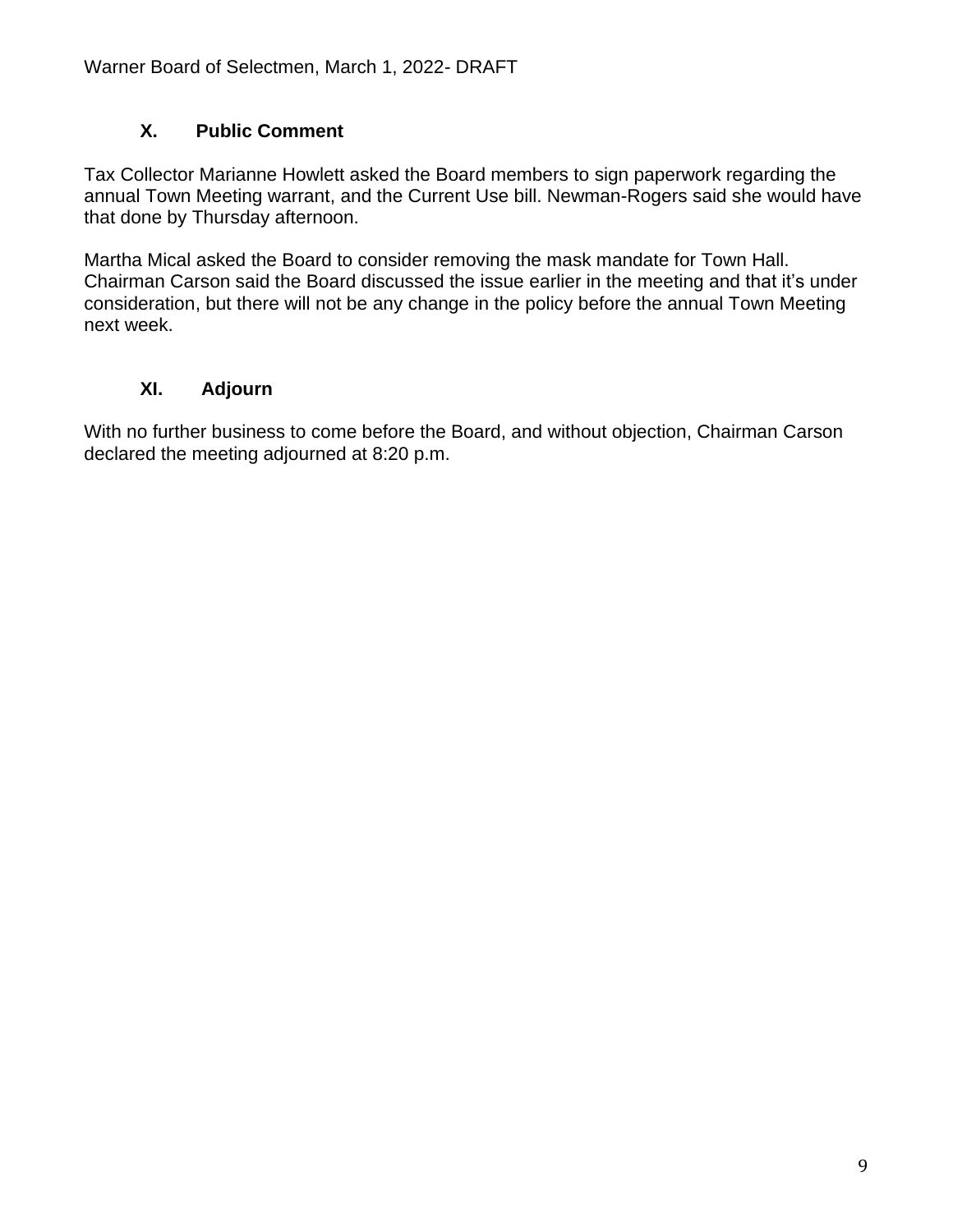## X. Public Comment

Tax Collector Marianne Howlett asked the Board members to sign paperwork regarding the annual Town Meeting warrant, and the Current Use bill. Newman-Rogers said she would have that done by Thursday afternoon.

Martha Mical asked the Board to consider removing the mask mandate for Town Hall. Chairman Carson said the Board discussed the issue earlier in the meeting and that it's under consideration, but there will not be any change in the policy before the annual Town Meeting next week.

## XI. Adjourn

With no further business to come before the Board, and without objection, Chairman Carson declared the meeting adjourned at 8:20 p.m.